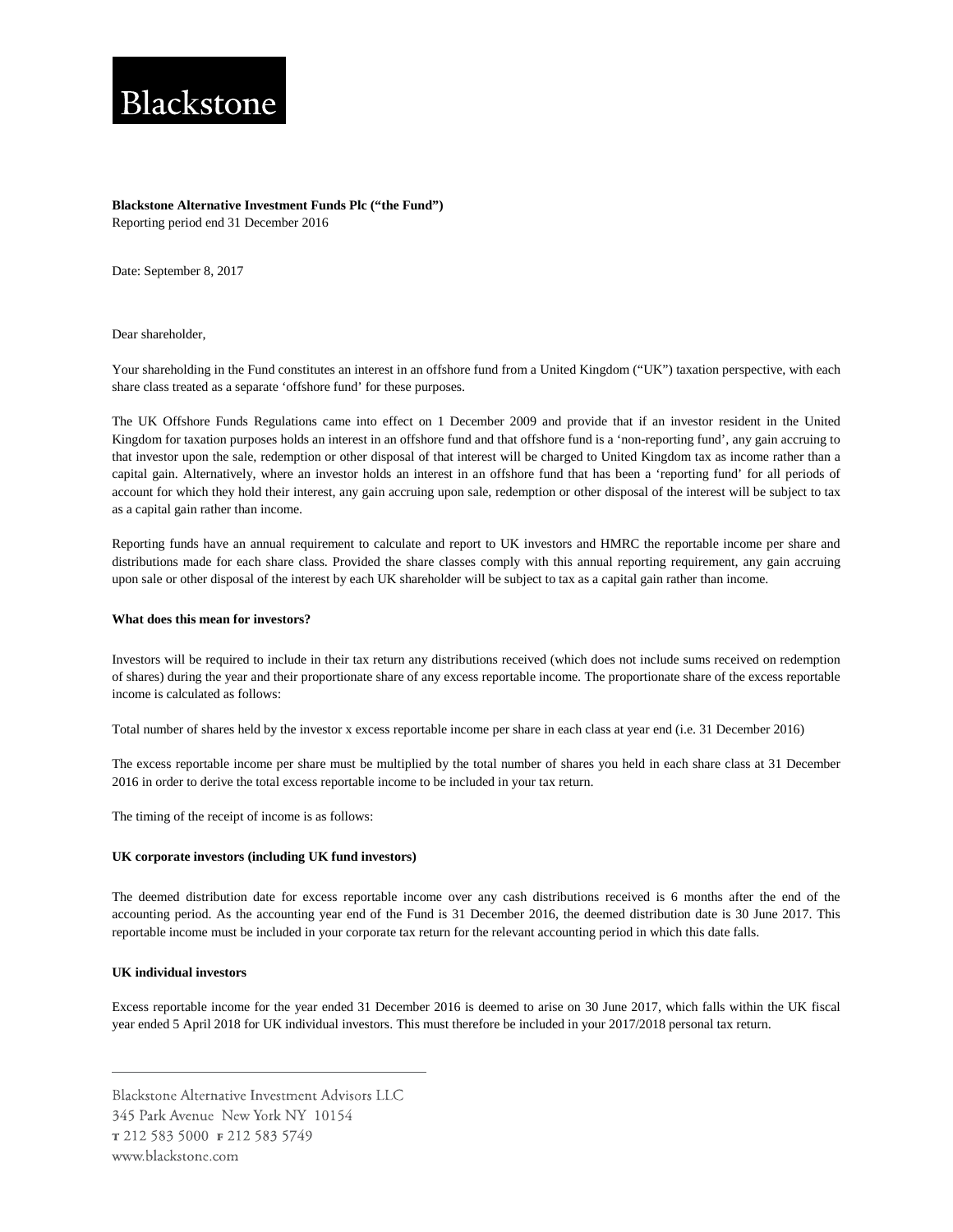Blackstone

**Blackstone Alternative Investment Funds Plc ("the Fund")**
Reporting period end 31 December 2016

Date: September 8, 2017

Dear shareholder,

Your shareholding in the Fund constitutes an interest in an offshore fund from a United Kingdom ("UK") taxation perspective, with each share class treated as a separate 'offshore fund' for these purposes.

The UK Offshore Funds Regulations came into effect on 1 December 2009 and provide that if an investor resident in the United Kingdom for taxation purposes holds an interest in an offshore fund and that offshore fund is a 'non-reporting fund', any gain accruing to that investor upon the sale, redemption or other disposal of that interest will be charged to United Kingdom tax as income rather than a capital gain. Alternatively, where an investor holds an interest in an offshore fund that has been a 'reporting fund' for all periods of account for which they hold their interest, any gain accruing upon sale, redemption or other disposal of the interest will be subject to tax as a capital gain rather than income.

Reporting funds have an annual requirement to calculate and report to UK investors and HMRC the reportable income per share and distributions made for each share class. Provided the share classes comply with this annual reporting requirement, any gain accruing upon sale or other disposal of the interest by each UK shareholder will be subject to tax as a capital gain rather than income.

**What does this mean for investors?**

Investors will be required to include in their tax return any distributions received (which does not include sums received on redemption of shares) during the year and their proportionate share of any excess reportable income. The proportionate share of the excess reportable income is calculated as follows:

Total number of shares held by the investor x excess reportable income per share in each class at year end (i.e. 31 December 2016)

The excess reportable income per share must be multiplied by the total number of shares you held in each share class at 31 December 2016 in order to derive the total excess reportable income to be included in your tax return.

The timing of the receipt of income is as follows:

**UK corporate investors (including UK fund investors)**

The deemed distribution date for excess reportable income over any cash distributions received is 6 months after the end of the accounting period. As the accounting year end of the Fund is 31 December 2016, the deemed distribution date is 30 June 2017. This reportable income must be included in your corporate tax return for the relevant accounting period in which this date falls.

**UK individual investors**

Excess reportable income for the year ended 31 December 2016 is deemed to arise on 30 June 2017, which falls within the UK fiscal year ended 5 April 2018 for UK individual investors. This must therefore be included in your 2017/2018 personal tax return.

---

Blackstone Alternative Investment Advisors LLC
345 Park Avenue New York NY 10154
T 212 583 5000 F 212 583 5749
www.blackstone.com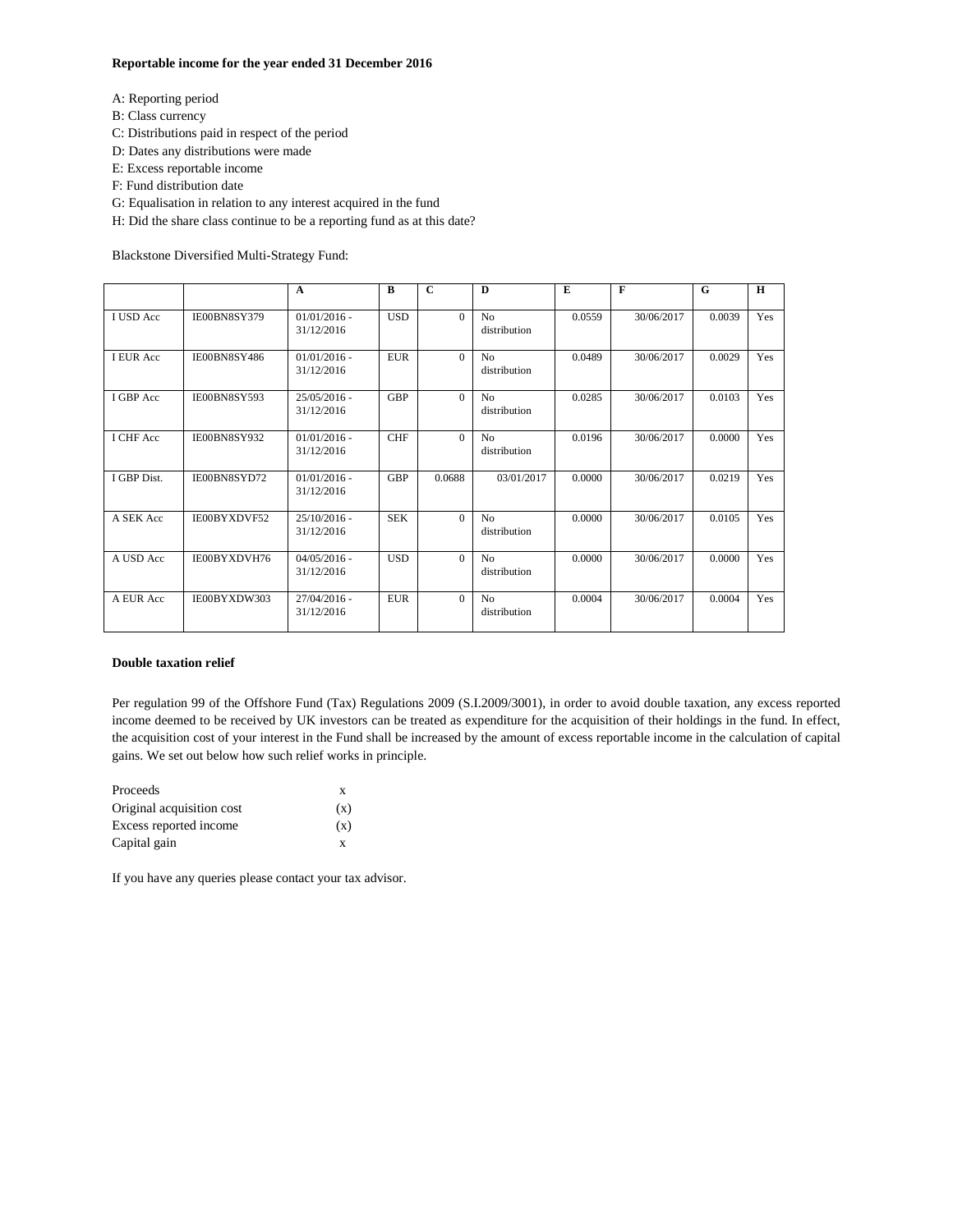**Reportable income for the year ended 31 December 2016**

A: Reporting period
B: Class currency
C: Distributions paid in respect of the period
D: Dates any distributions were made
E: Excess reportable income
F: Fund distribution date
G: Equalisation in relation to any interest acquired in the fund
H: Did the share class continue to be a reporting fund as at this date?

Blackstone Diversified Multi-Strategy Fund:

| | | A | B | C | D | E | F | G | H |
|---|---|---|---|---|---|---|---|---|---|
| I USD Acc | IE00BN8SY379 | 01/01/2016 - 31/12/2016 | USD | 0 | No distribution | 0.0559 | 30/06/2017 | 0.0039 | Yes |
| I EUR Acc | IE00BN8SY486 | 01/01/2016 - 31/12/2016 | EUR | 0 | No distribution | 0.0489 | 30/06/2017 | 0.0029 | Yes |
| I GBP Acc | IE00BN8SY593 | 25/05/2016 - 31/12/2016 | GBP | 0 | No distribution | 0.0285 | 30/06/2017 | 0.0103 | Yes |
| I CHF Acc | IE00BN8SY932 | 01/01/2016 - 31/12/2016 | CHF | 0 | No distribution | 0.0196 | 30/06/2017 | 0.0000 | Yes |
| I GBP Dist. | IE00BN8SYD72 | 01/01/2016 - 31/12/2016 | GBP | 0.0688 | 03/01/2017 | 0.0000 | 30/06/2017 | 0.0219 | Yes |
| A SEK Acc | IE00BYXDVF52 | 25/10/2016 - 31/12/2016 | SEK | 0 | No distribution | 0.0000 | 30/06/2017 | 0.0105 | Yes |
| A USD Acc | IE00BYXDVH76 | 04/05/2016 - 31/12/2016 | USD | 0 | No distribution | 0.0000 | 30/06/2017 | 0.0000 | Yes |
| A EUR Acc | IE00BYXDW303 | 27/04/2016 - 31/12/2016 | EUR | 0 | No distribution | 0.0004 | 30/06/2017 | 0.0004 | Yes |

**Double taxation relief**

Per regulation 99 of the Offshore Fund (Tax) Regulations 2009 (S.I.2009/3001), in order to avoid double taxation, any excess reported income deemed to be received by UK investors can be treated as expenditure for the acquisition of their holdings in the fund. In effect, the acquisition cost of your interest in the Fund shall be increased by the amount of excess reportable income in the calculation of capital gains. We set out below how such relief works in principle.

| | |
|---|---|
| Proceeds | x |
| Original acquisition cost | (x) |
| Excess reported income | (x) |
| Capital gain | x |

If you have any queries please contact your tax advisor.